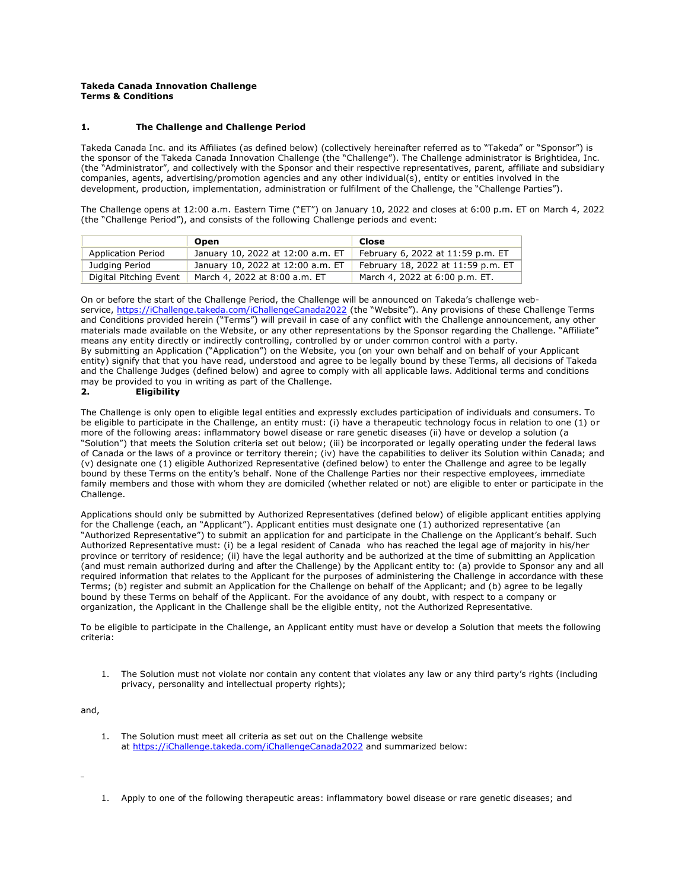**Takeda Canada Innovation Challenge**
**Terms & Conditions**

## 1. The Challenge and Challenge Period

Takeda Canada Inc. and its Affiliates (as defined below) (collectively hereinafter referred as to "Takeda" or "Sponsor") is the sponsor of the Takeda Canada Innovation Challenge (the "Challenge"). The Challenge administrator is Brightidea, Inc. (the "Administrator", and collectively with the Sponsor and their respective representatives, parent, affiliate and subsidiary companies, agents, advertising/promotion agencies and any other individual(s), entity or entities involved in the development, production, implementation, administration or fulfilment of the Challenge, the "Challenge Parties").

The Challenge opens at 12:00 a.m. Eastern Time ("ET") on January 10, 2022 and closes at 6:00 p.m. ET on March 4, 2022 (the "Challenge Period"), and consists of the following Challenge periods and event:

| | **Open** | **Close** |
|---|---|---|
| Application Period | January 10, 2022 at 12:00 a.m. ET | February 6, 2022 at 11:59 p.m. ET |
| Judging Period | January 10, 2022 at 12:00 a.m. ET | February 18, 2022 at 11:59 p.m. ET |
| Digital Pitching Event | March 4, 2022 at 8:00 a.m. ET | March 4, 2022 at 6:00 p.m. ET. |

On or before the start of the Challenge Period, the Challenge will be announced on Takeda's challenge web-service, https://iChallenge.takeda.com/iChallengeCanada2022 (the "Website"). Any provisions of these Challenge Terms and Conditions provided herein ("Terms") will prevail in case of any conflict with the Challenge announcement, any other materials made available on the Website, or any other representations by the Sponsor regarding the Challenge. "Affiliate" means any entity directly or indirectly controlling, controlled by or under common control with a party.
By submitting an Application ("Application") on the Website, you (on your own behalf and on behalf of your Applicant entity) signify that that you have read, understood and agree to be legally bound by these Terms, all decisions of Takeda and the Challenge Judges (defined below) and agree to comply with all applicable laws. Additional terms and conditions may be provided to you in writing as part of the Challenge.

## 2. Eligibility

The Challenge is only open to eligible legal entities and expressly excludes participation of individuals and consumers. To be eligible to participate in the Challenge, an entity must: (i) have a therapeutic technology focus in relation to one (1) or more of the following areas: inflammatory bowel disease or rare genetic diseases (ii) have or develop a solution (a "Solution") that meets the Solution criteria set out below; (iii) be incorporated or legally operating under the federal laws of Canada or the laws of a province or territory therein; (iv) have the capabilities to deliver its Solution within Canada; and (v) designate one (1) eligible Authorized Representative (defined below) to enter the Challenge and agree to be legally bound by these Terms on the entity's behalf. None of the Challenge Parties nor their respective employees, immediate family members and those with whom they are domiciled (whether related or not) are eligible to enter or participate in the Challenge.

Applications should only be submitted by Authorized Representatives (defined below) of eligible applicant entities applying for the Challenge (each, an "Applicant"). Applicant entities must designate one (1) authorized representative (an "Authorized Representative") to submit an application for and participate in the Challenge on the Applicant's behalf. Such Authorized Representative must: (i) be a legal resident of Canada who has reached the legal age of majority in his/her province or territory of residence; (ii) have the legal authority and be authorized at the time of submitting an Application (and must remain authorized during and after the Challenge) by the Applicant entity to: (a) provide to Sponsor any and all required information that relates to the Applicant for the purposes of administering the Challenge in accordance with these Terms; (b) register and submit an Application for the Challenge on behalf of the Applicant; and (b) agree to be legally bound by these Terms on behalf of the Applicant. For the avoidance of any doubt, with respect to a company or organization, the Applicant in the Challenge shall be the eligible entity, not the Authorized Representative.

To be eligible to participate in the Challenge, an Applicant entity must have or develop a Solution that meets the following criteria:

1. The Solution must not violate nor contain any content that violates any law or any third party's rights (including privacy, personality and intellectual property rights);

and,

1. The Solution must meet all criteria as set out on the Challenge website at https://iChallenge.takeda.com/iChallengeCanada2022 and summarized below:

1. Apply to one of the following therapeutic areas: inflammatory bowel disease or rare genetic diseases; and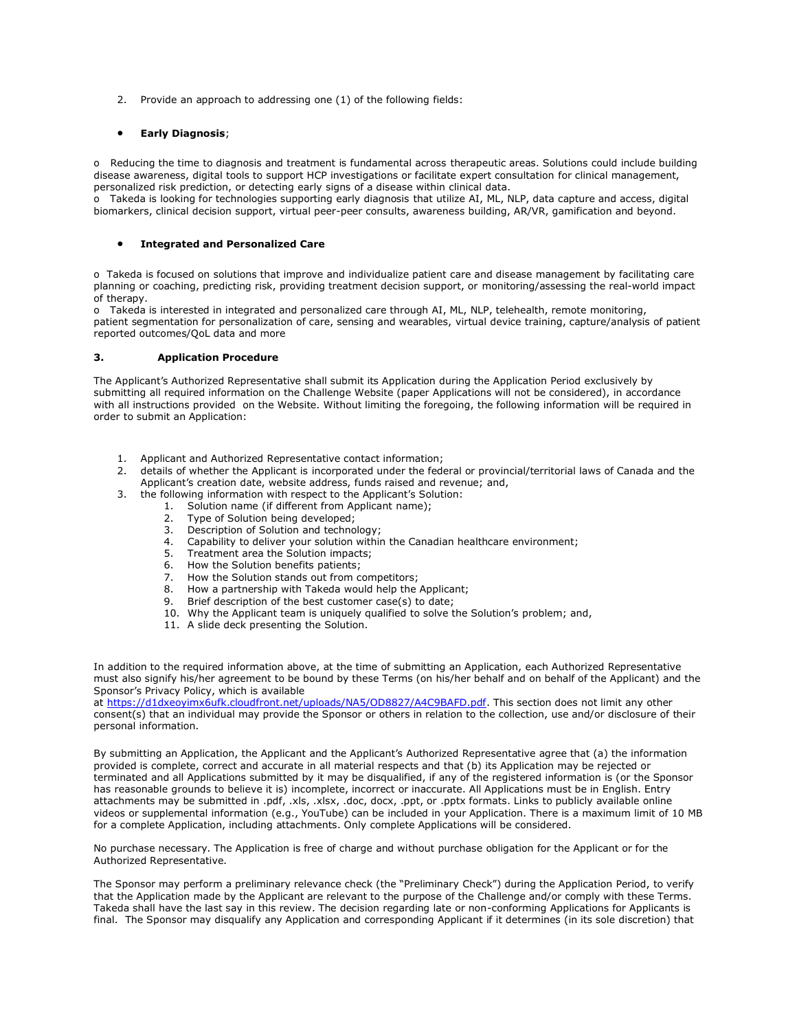2. Provide an approach to addressing one (1) of the following fields:

- **Early Diagnosis**;

o Reducing the time to diagnosis and treatment is fundamental across therapeutic areas. Solutions could include building disease awareness, digital tools to support HCP investigations or facilitate expert consultation for clinical management, personalized risk prediction, or detecting early signs of a disease within clinical data.
o Takeda is looking for technologies supporting early diagnosis that utilize AI, ML, NLP, data capture and access, digital biomarkers, clinical decision support, virtual peer-peer consults, awareness building, AR/VR, gamification and beyond.

- **Integrated and Personalized Care**

o Takeda is focused on solutions that improve and individualize patient care and disease management by facilitating care planning or coaching, predicting risk, providing treatment decision support, or monitoring/assessing the real-world impact of therapy.
o Takeda is interested in integrated and personalized care through AI, ML, NLP, telehealth, remote monitoring, patient segmentation for personalization of care, sensing and wearables, virtual device training, capture/analysis of patient reported outcomes/QoL data and more

## 3. Application Procedure

The Applicant's Authorized Representative shall submit its Application during the Application Period exclusively by submitting all required information on the Challenge Website (paper Applications will not be considered), in accordance with all instructions provided on the Website. Without limiting the foregoing, the following information will be required in order to submit an Application:

1. Applicant and Authorized Representative contact information;
2. details of whether the Applicant is incorporated under the federal or provincial/territorial laws of Canada and the Applicant's creation date, website address, funds raised and revenue; and,
3. the following information with respect to the Applicant's Solution:
   1. Solution name (if different from Applicant name);
   2. Type of Solution being developed;
   3. Description of Solution and technology;
   4. Capability to deliver your solution within the Canadian healthcare environment;
   5. Treatment area the Solution impacts;
   6. How the Solution benefits patients;
   7. How the Solution stands out from competitors;
   8. How a partnership with Takeda would help the Applicant;
   9. Brief description of the best customer case(s) to date;
   10. Why the Applicant team is uniquely qualified to solve the Solution's problem; and,
   11. A slide deck presenting the Solution.

In addition to the required information above, at the time of submitting an Application, each Authorized Representative must also signify his/her agreement to be bound by these Terms (on his/her behalf and on behalf of the Applicant) and the Sponsor's Privacy Policy, which is available at https://d1dxeoyimx6ufk.cloudfront.net/uploads/NA5/OD8827/A4C9BAFD.pdf. This section does not limit any other consent(s) that an individual may provide the Sponsor or others in relation to the collection, use and/or disclosure of their personal information.

By submitting an Application, the Applicant and the Applicant's Authorized Representative agree that (a) the information provided is complete, correct and accurate in all material respects and that (b) its Application may be rejected or terminated and all Applications submitted by it may be disqualified, if any of the registered information is (or the Sponsor has reasonable grounds to believe it is) incomplete, incorrect or inaccurate. All Applications must be in English. Entry attachments may be submitted in .pdf, .xls, .xlsx, .doc, docx, .ppt, or .pptx formats. Links to publicly available online videos or supplemental information (e.g., YouTube) can be included in your Application. There is a maximum limit of 10 MB for a complete Application, including attachments. Only complete Applications will be considered.

No purchase necessary. The Application is free of charge and without purchase obligation for the Applicant or for the Authorized Representative.

The Sponsor may perform a preliminary relevance check (the "Preliminary Check") during the Application Period, to verify that the Application made by the Applicant are relevant to the purpose of the Challenge and/or comply with these Terms. Takeda shall have the last say in this review. The decision regarding late or non-conforming Applications for Applicants is final. The Sponsor may disqualify any Application and corresponding Applicant if it determines (in its sole discretion) that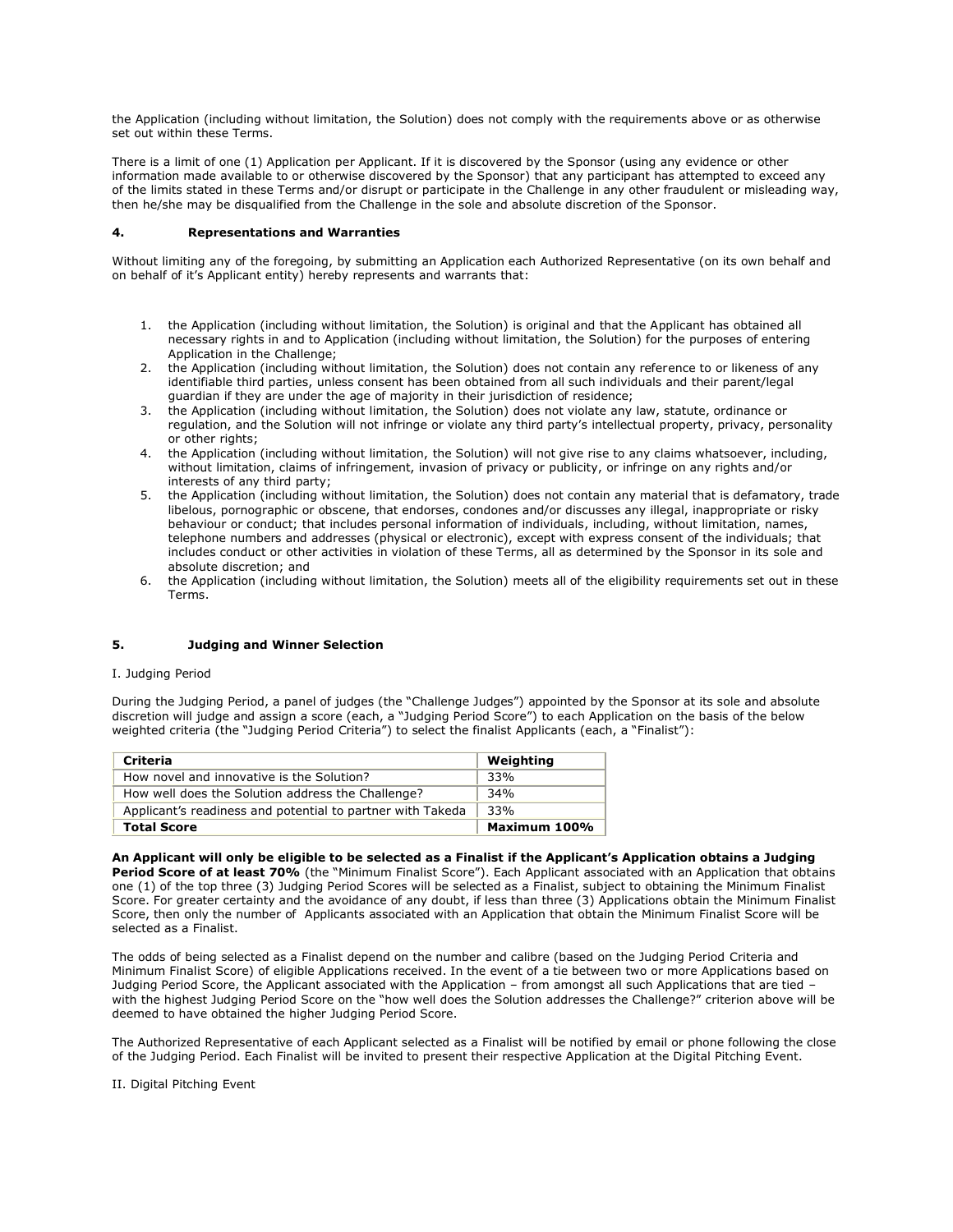the Application (including without limitation, the Solution) does not comply with the requirements above or as otherwise set out within these Terms.

There is a limit of one (1) Application per Applicant. If it is discovered by the Sponsor (using any evidence or other information made available to or otherwise discovered by the Sponsor) that any participant has attempted to exceed any of the limits stated in these Terms and/or disrupt or participate in the Challenge in any other fraudulent or misleading way, then he/she may be disqualified from the Challenge in the sole and absolute discretion of the Sponsor.

## 4. Representations and Warranties

Without limiting any of the foregoing, by submitting an Application each Authorized Representative (on its own behalf and on behalf of it's Applicant entity) hereby represents and warrants that:

1. the Application (including without limitation, the Solution) is original and that the Applicant has obtained all necessary rights in and to Application (including without limitation, the Solution) for the purposes of entering Application in the Challenge;
2. the Application (including without limitation, the Solution) does not contain any reference to or likeness of any identifiable third parties, unless consent has been obtained from all such individuals and their parent/legal guardian if they are under the age of majority in their jurisdiction of residence;
3. the Application (including without limitation, the Solution) does not violate any law, statute, ordinance or regulation, and the Solution will not infringe or violate any third party's intellectual property, privacy, personality or other rights;
4. the Application (including without limitation, the Solution) will not give rise to any claims whatsoever, including, without limitation, claims of infringement, invasion of privacy or publicity, or infringe on any rights and/or interests of any third party;
5. the Application (including without limitation, the Solution) does not contain any material that is defamatory, trade libelous, pornographic or obscene, that endorses, condones and/or discusses any illegal, inappropriate or risky behaviour or conduct; that includes personal information of individuals, including, without limitation, names, telephone numbers and addresses (physical or electronic), except with express consent of the individuals; that includes conduct or other activities in violation of these Terms, all as determined by the Sponsor in its sole and absolute discretion; and
6. the Application (including without limitation, the Solution) meets all of the eligibility requirements set out in these Terms.

## 5. Judging and Winner Selection

I. Judging Period

During the Judging Period, a panel of judges (the "Challenge Judges") appointed by the Sponsor at its sole and absolute discretion will judge and assign a score (each, a "Judging Period Score") to each Application on the basis of the below weighted criteria (the "Judging Period Criteria") to select the finalist Applicants (each, a "Finalist"):

| **Criteria** | **Weighting** |
|---|---|
| How novel and innovative is the Solution? | 33% |
| How well does the Solution address the Challenge? | 34% |
| Applicant's readiness and potential to partner with Takeda | 33% |
| **Total Score** | **Maximum 100%** |

**An Applicant will only be eligible to be selected as a Finalist if the Applicant's Application obtains a Judging Period Score of at least 70%** (the "Minimum Finalist Score"). Each Applicant associated with an Application that obtains one (1) of the top three (3) Judging Period Scores will be selected as a Finalist, subject to obtaining the Minimum Finalist Score. For greater certainty and the avoidance of any doubt, if less than three (3) Applications obtain the Minimum Finalist Score, then only the number of Applicants associated with an Application that obtain the Minimum Finalist Score will be selected as a Finalist.

The odds of being selected as a Finalist depend on the number and calibre (based on the Judging Period Criteria and Minimum Finalist Score) of eligible Applications received. In the event of a tie between two or more Applications based on Judging Period Score, the Applicant associated with the Application – from amongst all such Applications that are tied – with the highest Judging Period Score on the "how well does the Solution addresses the Challenge?" criterion above will be deemed to have obtained the higher Judging Period Score.

The Authorized Representative of each Applicant selected as a Finalist will be notified by email or phone following the close of the Judging Period. Each Finalist will be invited to present their respective Application at the Digital Pitching Event.

II. Digital Pitching Event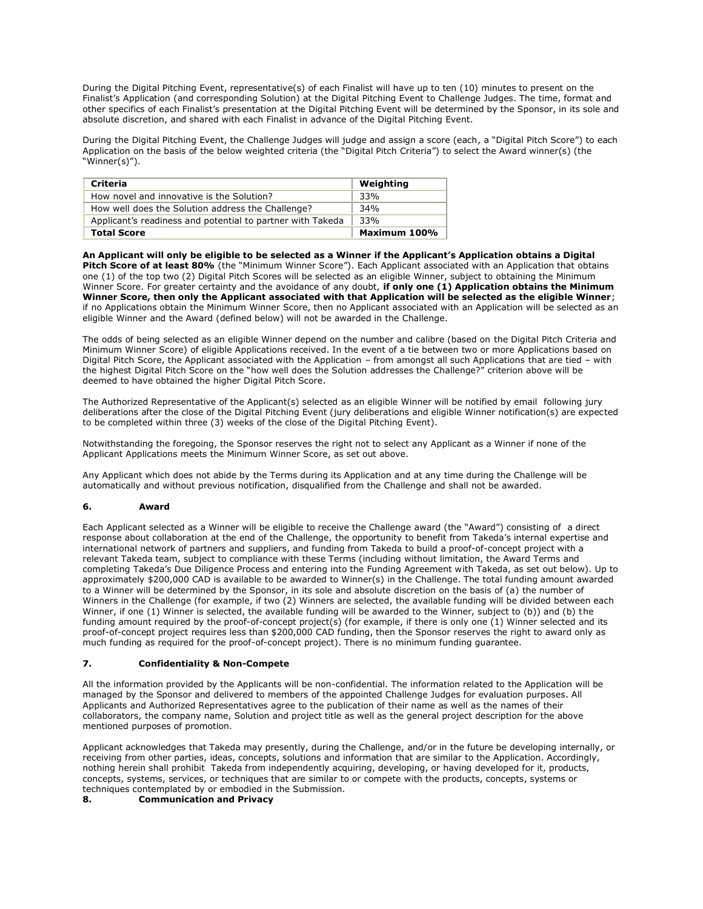During the Digital Pitching Event, representative(s) of each Finalist will have up to ten (10) minutes to present on the Finalist's Application (and corresponding Solution) at the Digital Pitching Event to Challenge Judges. The time, format and other specifics of each Finalist's presentation at the Digital Pitching Event will be determined by the Sponsor, in its sole and absolute discretion, and shared with each Finalist in advance of the Digital Pitching Event.

During the Digital Pitching Event, the Challenge Judges will judge and assign a score (each, a "Digital Pitch Score") to each Application on the basis of the below weighted criteria (the "Digital Pitch Criteria") to select the Award winner(s) (the "Winner(s)").

| Criteria | Weighting |
|---|---|
| How novel and innovative is the Solution? | 33% |
| How well does the Solution address the Challenge? | 34% |
| Applicant's readiness and potential to partner with Takeda | 33% |
| **Total Score** | **Maximum 100%** |

**An Applicant will only be eligible to be selected as a Winner if the Applicant's Application obtains a Digital Pitch Score of at least 80%** (the "Minimum Winner Score"). Each Applicant associated with an Application that obtains one (1) of the top two (2) Digital Pitch Scores will be selected as an eligible Winner, subject to obtaining the Minimum Winner Score. For greater certainty and the avoidance of any doubt, **if only one (1) Application obtains the Minimum Winner Score, then only the Applicant associated with that Application will be selected as the eligible Winner**; if no Applications obtain the Minimum Winner Score, then no Applicant associated with an Application will be selected as an eligible Winner and the Award (defined below) will not be awarded in the Challenge.

The odds of being selected as an eligible Winner depend on the number and calibre (based on the Digital Pitch Criteria and Minimum Winner Score) of eligible Applications received. In the event of a tie between two or more Applications based on Digital Pitch Score, the Applicant associated with the Application – from amongst all such Applications that are tied – with the highest Digital Pitch Score on the "how well does the Solution addresses the Challenge?" criterion above will be deemed to have obtained the higher Digital Pitch Score.

The Authorized Representative of the Applicant(s) selected as an eligible Winner will be notified by email following jury deliberations after the close of the Digital Pitching Event (jury deliberations and eligible Winner notification(s) are expected to be completed within three (3) weeks of the close of the Digital Pitching Event).

Notwithstanding the foregoing, the Sponsor reserves the right not to select any Applicant as a Winner if none of the Applicant Applications meets the Minimum Winner Score, as set out above.

Any Applicant which does not abide by the Terms during its Application and at any time during the Challenge will be automatically and without previous notification, disqualified from the Challenge and shall not be awarded.

## 6. Award

Each Applicant selected as a Winner will be eligible to receive the Challenge award (the "Award") consisting of a direct response about collaboration at the end of the Challenge, the opportunity to benefit from Takeda's internal expertise and international network of partners and suppliers, and funding from Takeda to build a proof-of-concept project with a relevant Takeda team, subject to compliance with these Terms (including without limitation, the Award Terms and completing Takeda's Due Diligence Process and entering into the Funding Agreement with Takeda, as set out below). Up to approximately $200,000 CAD is available to be awarded to Winner(s) in the Challenge. The total funding amount awarded to a Winner will be determined by the Sponsor, in its sole and absolute discretion on the basis of (a) the number of Winners in the Challenge (for example, if two (2) Winners are selected, the available funding will be divided between each Winner, if one (1) Winner is selected, the available funding will be awarded to the Winner, subject to (b)) and (b) the funding amount required by the proof-of-concept project(s) (for example, if there is only one (1) Winner selected and its proof-of-concept project requires less than $200,000 CAD funding, then the Sponsor reserves the right to award only as much funding as required for the proof-of-concept project). There is no minimum funding guarantee.

## 7. Confidentiality & Non-Compete

All the information provided by the Applicants will be non-confidential. The information related to the Application will be managed by the Sponsor and delivered to members of the appointed Challenge Judges for evaluation purposes. All Applicants and Authorized Representatives agree to the publication of their name as well as the names of their collaborators, the company name, Solution and project title as well as the general project description for the above mentioned purposes of promotion.

Applicant acknowledges that Takeda may presently, during the Challenge, and/or in the future be developing internally, or receiving from other parties, ideas, concepts, solutions and information that are similar to the Application. Accordingly, nothing herein shall prohibit Takeda from independently acquiring, developing, or having developed for it, products, concepts, systems, services, or techniques that are similar to or compete with the products, concepts, systems or techniques contemplated by or embodied in the Submission.

## 8. Communication and Privacy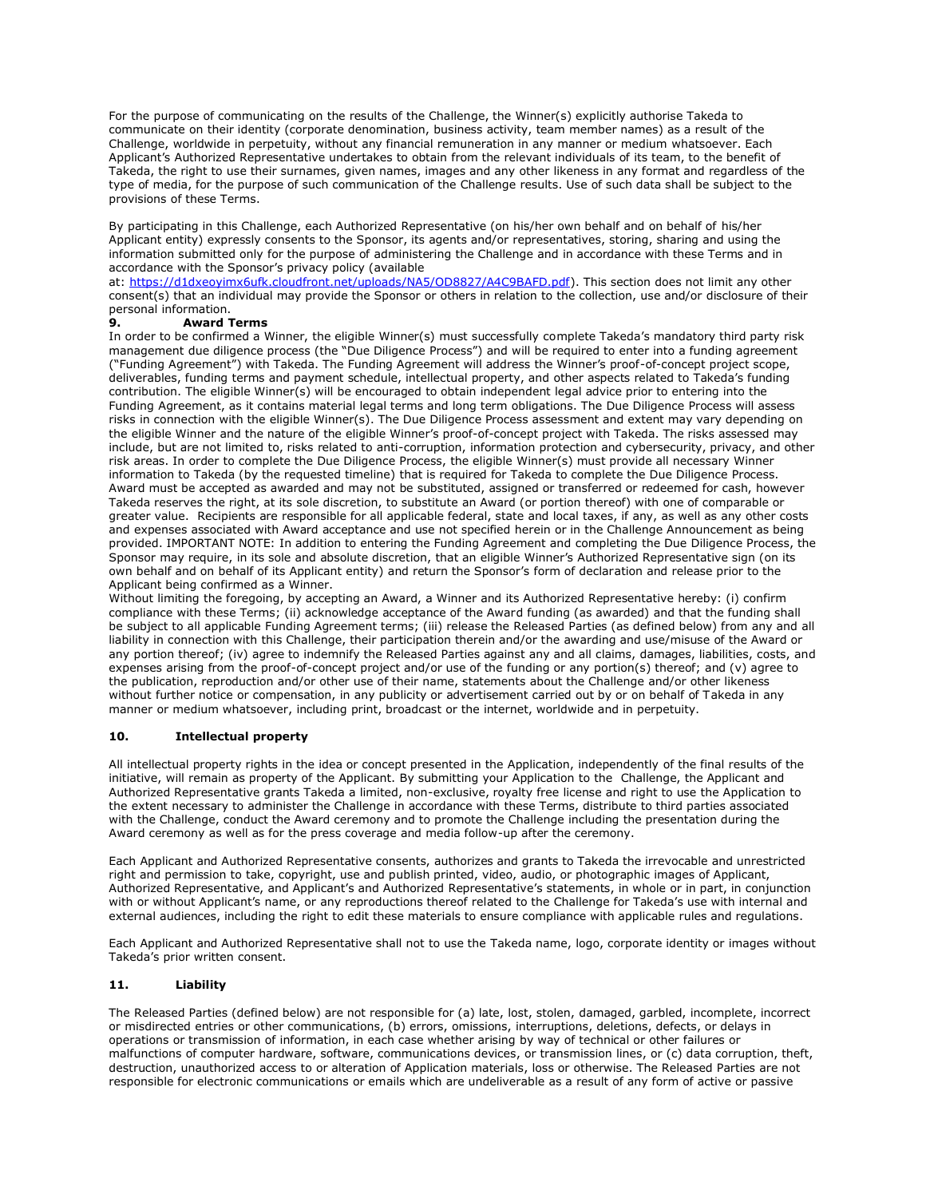For the purpose of communicating on the results of the Challenge, the Winner(s) explicitly authorise Takeda to communicate on their identity (corporate denomination, business activity, team member names) as a result of the Challenge, worldwide in perpetuity, without any financial remuneration in any manner or medium whatsoever. Each Applicant's Authorized Representative undertakes to obtain from the relevant individuals of its team, to the benefit of Takeda, the right to use their surnames, given names, images and any other likeness in any format and regardless of the type of media, for the purpose of such communication of the Challenge results. Use of such data shall be subject to the provisions of these Terms.

By participating in this Challenge, each Authorized Representative (on his/her own behalf and on behalf of his/her Applicant entity) expressly consents to the Sponsor, its agents and/or representatives, storing, sharing and using the information submitted only for the purpose of administering the Challenge and in accordance with these Terms and in accordance with the Sponsor's privacy policy (available at: [https://d1dxeoyimx6ufk.cloudfront.net/uploads/NA5/OD8827/A4C9BAFD.pdf](https://d1dxeoyimx6ufk.cloudfront.net/uploads/NA5/OD8827/A4C9BAFD.pdf)). This section does not limit any other consent(s) that an individual may provide the Sponsor or others in relation to the collection, use and/or disclosure of their personal information.

## 9. Award Terms

In order to be confirmed a Winner, the eligible Winner(s) must successfully complete Takeda's mandatory third party risk management due diligence process (the "Due Diligence Process") and will be required to enter into a funding agreement ("Funding Agreement") with Takeda. The Funding Agreement will address the Winner's proof-of-concept project scope, deliverables, funding terms and payment schedule, intellectual property, and other aspects related to Takeda's funding contribution. The eligible Winner(s) will be encouraged to obtain independent legal advice prior to entering into the Funding Agreement, as it contains material legal terms and long term obligations. The Due Diligence Process will assess risks in connection with the eligible Winner(s). The Due Diligence Process assessment and extent may vary depending on the eligible Winner and the nature of the eligible Winner's proof-of-concept project with Takeda. The risks assessed may include, but are not limited to, risks related to anti-corruption, information protection and cybersecurity, privacy, and other risk areas. In order to complete the Due Diligence Process, the eligible Winner(s) must provide all necessary Winner information to Takeda (by the requested timeline) that is required for Takeda to complete the Due Diligence Process. Award must be accepted as awarded and may not be substituted, assigned or transferred or redeemed for cash, however Takeda reserves the right, at its sole discretion, to substitute an Award (or portion thereof) with one of comparable or greater value. Recipients are responsible for all applicable federal, state and local taxes, if any, as well as any other costs and expenses associated with Award acceptance and use not specified herein or in the Challenge Announcement as being provided. IMPORTANT NOTE: In addition to entering the Funding Agreement and completing the Due Diligence Process, the Sponsor may require, in its sole and absolute discretion, that an eligible Winner's Authorized Representative sign (on its own behalf and on behalf of its Applicant entity) and return the Sponsor's form of declaration and release prior to the Applicant being confirmed as a Winner.

Without limiting the foregoing, by accepting an Award, a Winner and its Authorized Representative hereby: (i) confirm compliance with these Terms; (ii) acknowledge acceptance of the Award funding (as awarded) and that the funding shall be subject to all applicable Funding Agreement terms; (iii) release the Released Parties (as defined below) from any and all liability in connection with this Challenge, their participation therein and/or the awarding and use/misuse of the Award or any portion thereof; (iv) agree to indemnify the Released Parties against any and all claims, damages, liabilities, costs, and expenses arising from the proof-of-concept project and/or use of the funding or any portion(s) thereof; and (v) agree to the publication, reproduction and/or other use of their name, statements about the Challenge and/or other likeness without further notice or compensation, in any publicity or advertisement carried out by or on behalf of Takeda in any manner or medium whatsoever, including print, broadcast or the internet, worldwide and in perpetuity.

## 10. Intellectual property

All intellectual property rights in the idea or concept presented in the Application, independently of the final results of the initiative, will remain as property of the Applicant. By submitting your Application to the Challenge, the Applicant and Authorized Representative grants Takeda a limited, non-exclusive, royalty free license and right to use the Application to the extent necessary to administer the Challenge in accordance with these Terms, distribute to third parties associated with the Challenge, conduct the Award ceremony and to promote the Challenge including the presentation during the Award ceremony as well as for the press coverage and media follow-up after the ceremony.

Each Applicant and Authorized Representative consents, authorizes and grants to Takeda the irrevocable and unrestricted right and permission to take, copyright, use and publish printed, video, audio, or photographic images of Applicant, Authorized Representative, and Applicant's and Authorized Representative's statements, in whole or in part, in conjunction with or without Applicant's name, or any reproductions thereof related to the Challenge for Takeda's use with internal and external audiences, including the right to edit these materials to ensure compliance with applicable rules and regulations.

Each Applicant and Authorized Representative shall not to use the Takeda name, logo, corporate identity or images without Takeda's prior written consent.

## 11. Liability

The Released Parties (defined below) are not responsible for (a) late, lost, stolen, damaged, garbled, incomplete, incorrect or misdirected entries or other communications, (b) errors, omissions, interruptions, deletions, defects, or delays in operations or transmission of information, in each case whether arising by way of technical or other failures or malfunctions of computer hardware, software, communications devices, or transmission lines, or (c) data corruption, theft, destruction, unauthorized access to or alteration of Application materials, loss or otherwise. The Released Parties are not responsible for electronic communications or emails which are undeliverable as a result of any form of active or passive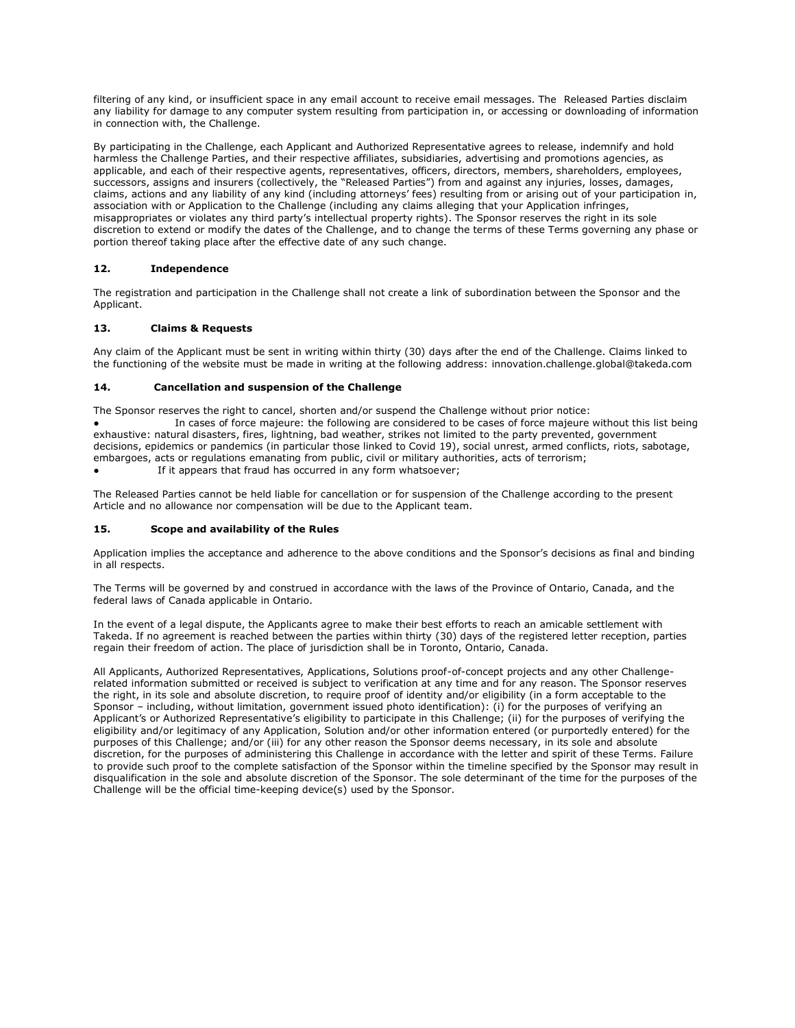filtering of any kind, or insufficient space in any email account to receive email messages. The Released Parties disclaim any liability for damage to any computer system resulting from participation in, or accessing or downloading of information in connection with, the Challenge.

By participating in the Challenge, each Applicant and Authorized Representative agrees to release, indemnify and hold harmless the Challenge Parties, and their respective affiliates, subsidiaries, advertising and promotions agencies, as applicable, and each of their respective agents, representatives, officers, directors, members, shareholders, employees, successors, assigns and insurers (collectively, the "Released Parties") from and against any injuries, losses, damages, claims, actions and any liability of any kind (including attorneys' fees) resulting from or arising out of your participation in, association with or Application to the Challenge (including any claims alleging that your Application infringes, misappropriates or violates any third party's intellectual property rights). The Sponsor reserves the right in its sole discretion to extend or modify the dates of the Challenge, and to change the terms of these Terms governing any phase or portion thereof taking place after the effective date of any such change.

### 12. Independence

The registration and participation in the Challenge shall not create a link of subordination between the Sponsor and the Applicant.

### 13. Claims & Requests

Any claim of the Applicant must be sent in writing within thirty (30) days after the end of the Challenge. Claims linked to the functioning of the website must be made in writing at the following address: innovation.challenge.global@takeda.com

### 14. Cancellation and suspension of the Challenge

The Sponsor reserves the right to cancel, shorten and/or suspend the Challenge without prior notice:

- In cases of force majeure: the following are considered to be cases of force majeure without this list being exhaustive: natural disasters, fires, lightning, bad weather, strikes not limited to the party prevented, government decisions, epidemics or pandemics (in particular those linked to Covid 19), social unrest, armed conflicts, riots, sabotage, embargoes, acts or regulations emanating from public, civil or military authorities, acts of terrorism;
- If it appears that fraud has occurred in any form whatsoever;

The Released Parties cannot be held liable for cancellation or for suspension of the Challenge according to the present Article and no allowance nor compensation will be due to the Applicant team.

### 15. Scope and availability of the Rules

Application implies the acceptance and adherence to the above conditions and the Sponsor's decisions as final and binding in all respects.

The Terms will be governed by and construed in accordance with the laws of the Province of Ontario, Canada, and the federal laws of Canada applicable in Ontario.

In the event of a legal dispute, the Applicants agree to make their best efforts to reach an amicable settlement with Takeda. If no agreement is reached between the parties within thirty (30) days of the registered letter reception, parties regain their freedom of action. The place of jurisdiction shall be in Toronto, Ontario, Canada.

All Applicants, Authorized Representatives, Applications, Solutions proof-of-concept projects and any other Challenge-related information submitted or received is subject to verification at any time and for any reason. The Sponsor reserves the right, in its sole and absolute discretion, to require proof of identity and/or eligibility (in a form acceptable to the Sponsor – including, without limitation, government issued photo identification): (i) for the purposes of verifying an Applicant's or Authorized Representative's eligibility to participate in this Challenge; (ii) for the purposes of verifying the eligibility and/or legitimacy of any Application, Solution and/or other information entered (or purportedly entered) for the purposes of this Challenge; and/or (iii) for any other reason the Sponsor deems necessary, in its sole and absolute discretion, for the purposes of administering this Challenge in accordance with the letter and spirit of these Terms. Failure to provide such proof to the complete satisfaction of the Sponsor within the timeline specified by the Sponsor may result in disqualification in the sole and absolute discretion of the Sponsor. The sole determinant of the time for the purposes of the Challenge will be the official time-keeping device(s) used by the Sponsor.